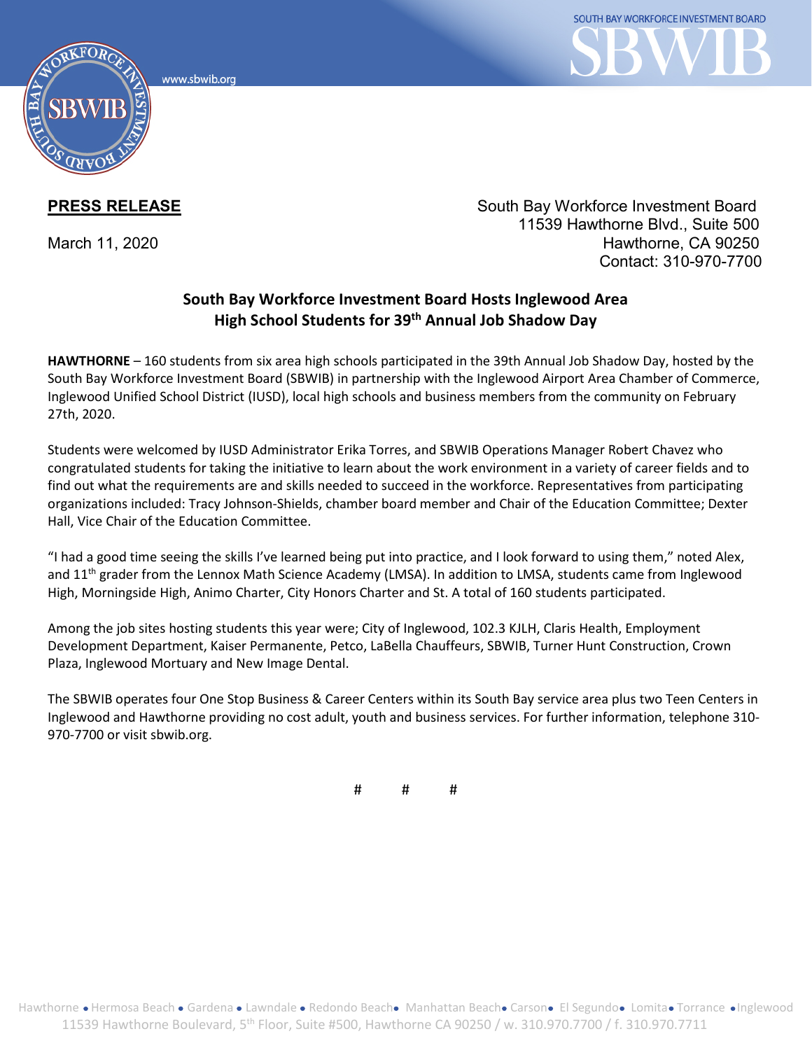**PRESS RELEASE**

March 11, 2020

South Bay Workforce Investment Board
11539 Hawthorne Blvd., Suite 500
Hawthorne, CA 90250
Contact: 310-970-7700

## South Bay Workforce Investment Board Hosts Inglewood Area High School Students for 39th Annual Job Shadow Day

**HAWTHORNE** – 160 students from six area high schools participated in the 39th Annual Job Shadow Day, hosted by the South Bay Workforce Investment Board (SBWIB) in partnership with the Inglewood Airport Area Chamber of Commerce, Inglewood Unified School District (IUSD), local high schools and business members from the community on February 27th, 2020.

Students were welcomed by IUSD Administrator Erika Torres, and SBWIB Operations Manager Robert Chavez who congratulated students for taking the initiative to learn about the work environment in a variety of career fields and to find out what the requirements are and skills needed to succeed in the workforce. Representatives from participating organizations included: Tracy Johnson-Shields, chamber board member and Chair of the Education Committee; Dexter Hall, Vice Chair of the Education Committee.

"I had a good time seeing the skills I've learned being put into practice, and I look forward to using them," noted Alex, and 11th grader from the Lennox Math Science Academy (LMSA). In addition to LMSA, students came from Inglewood High, Morningside High, Animo Charter, City Honors Charter and St. A total of 160 students participated.

Among the job sites hosting students this year were; City of Inglewood, 102.3 KJLH, Claris Health, Employment Development Department, Kaiser Permanente, Petco, LaBella Chauffeurs, SBWIB, Turner Hunt Construction, Crown Plaza, Inglewood Mortuary and New Image Dental.

The SBWIB operates four One Stop Business & Career Centers within its South Bay service area plus two Teen Centers in Inglewood and Hawthorne providing no cost adult, youth and business services. For further information, telephone 310-970-7700 or visit sbwib.org.

#    #    #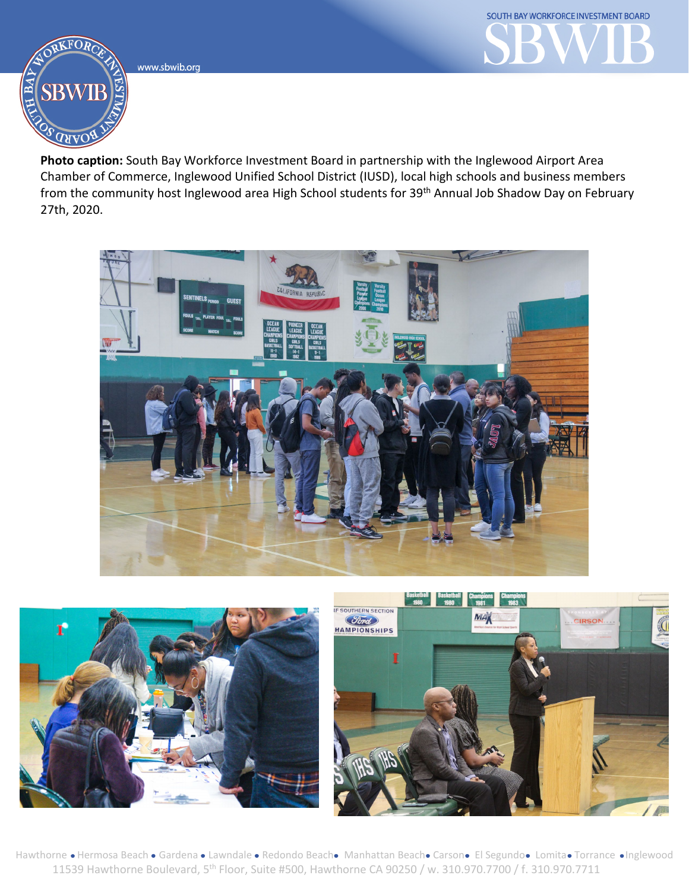**Photo caption:** South Bay Workforce Investment Board in partnership with the Inglewood Airport Area Chamber of Commerce, Inglewood Unified School District (IUSD), local high schools and business members from the community host Inglewood area High School students for 39th Annual Job Shadow Day on February 27th, 2020.

Hawthorne • Hermosa Beach • Gardena • Lawndale • Redondo Beach • Manhattan Beach • Carson • El Segundo • Lomita • Torrance • Inglewood
11539 Hawthorne Boulevard, 5th Floor, Suite #500, Hawthorne CA 90250 / w. 310.970.7700 / f. 310.970.7711